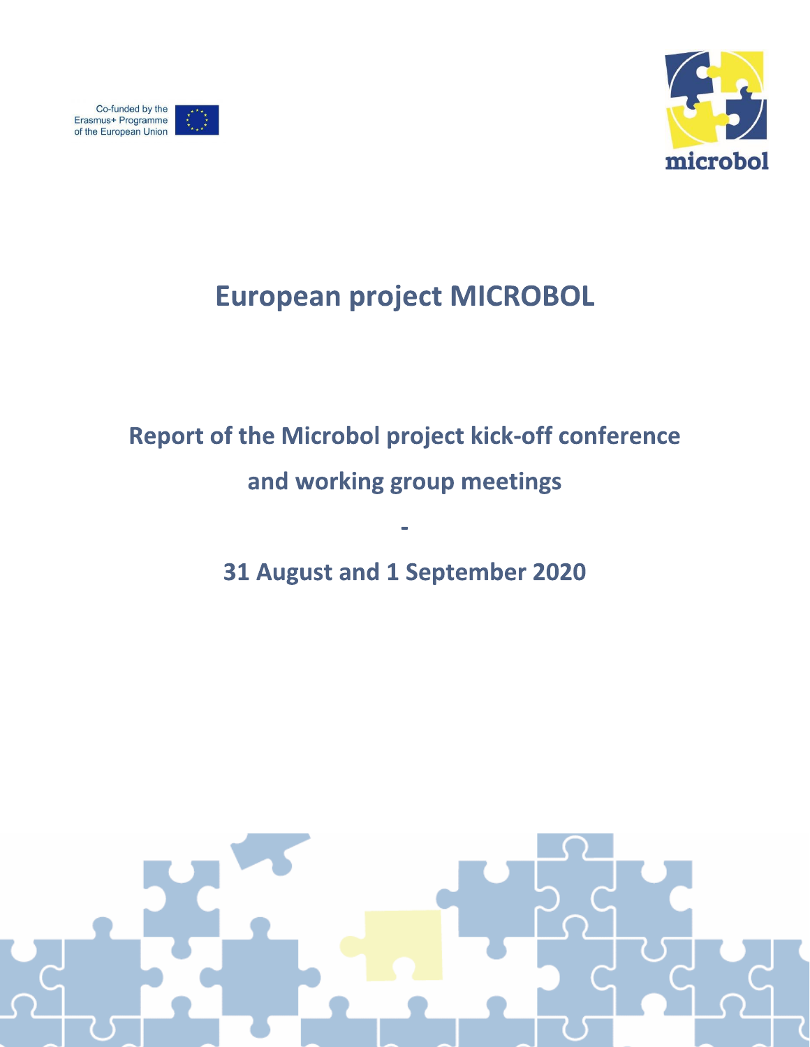Co-funded by the Erasmus+ Programme of the European Union

microbol

# European project MICROBOL

## Report of the Microbol project kick-off conference and working group meetings

## -

## 31 August and 1 September 2020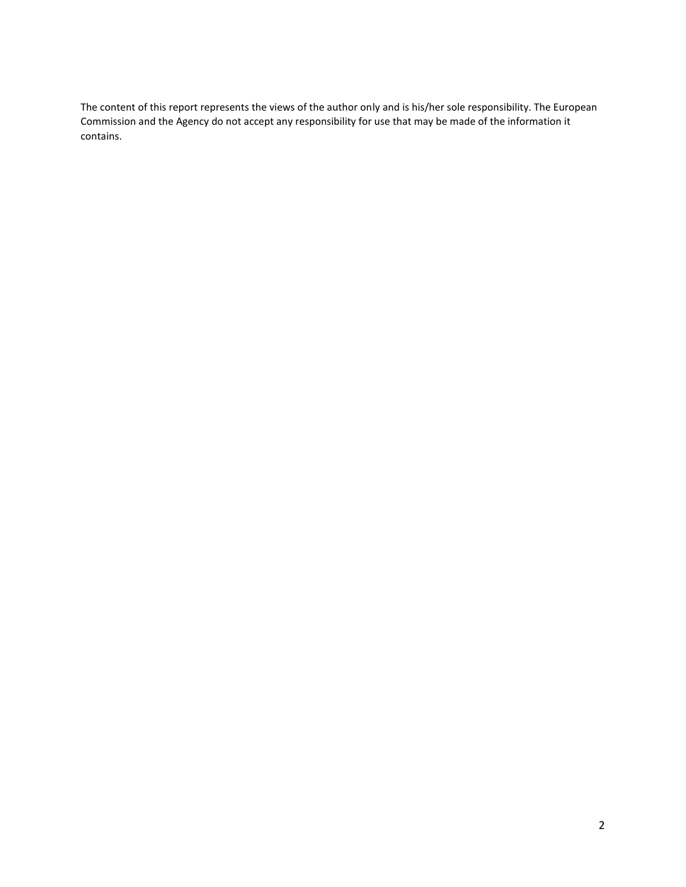The content of this report represents the views of the author only and is his/her sole responsibility. The European Commission and the Agency do not accept any responsibility for use that may be made of the information it contains.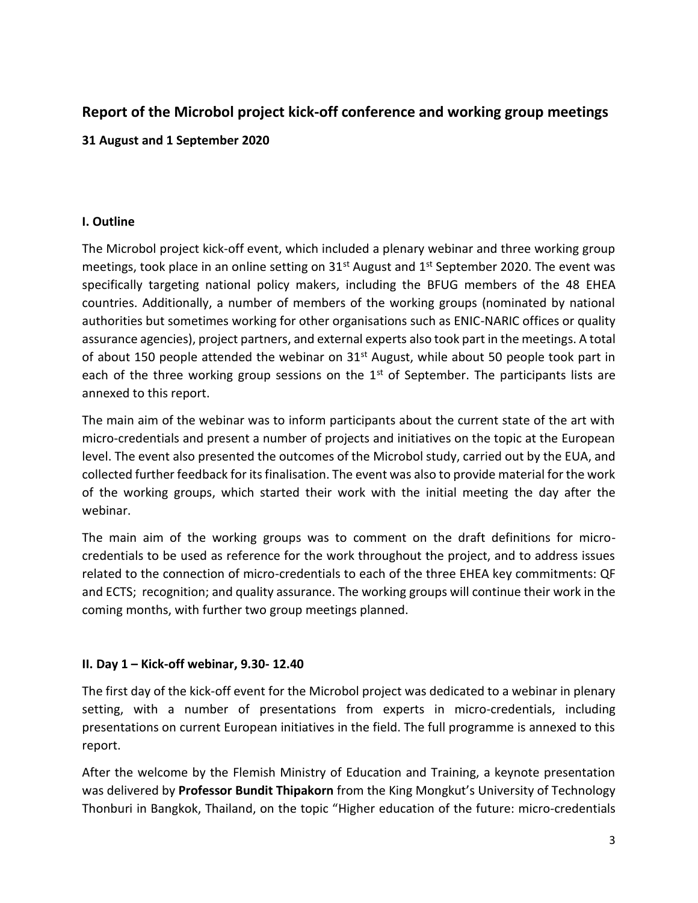## Report of the Microbol project kick-off conference and working group meetings

**31 August and 1 September 2020**

### I. Outline

The Microbol project kick-off event, which included a plenary webinar and three working group meetings, took place in an online setting on 31st August and 1st September 2020. The event was specifically targeting national policy makers, including the BFUG members of the 48 EHEA countries. Additionally, a number of members of the working groups (nominated by national authorities but sometimes working for other organisations such as ENIC-NARIC offices or quality assurance agencies), project partners, and external experts also took part in the meetings. A total of about 150 people attended the webinar on 31st August, while about 50 people took part in each of the three working group sessions on the 1st of September. The participants lists are annexed to this report.

The main aim of the webinar was to inform participants about the current state of the art with micro-credentials and present a number of projects and initiatives on the topic at the European level. The event also presented the outcomes of the Microbol study, carried out by the EUA, and collected further feedback for its finalisation. The event was also to provide material for the work of the working groups, which started their work with the initial meeting the day after the webinar.

The main aim of the working groups was to comment on the draft definitions for micro-credentials to be used as reference for the work throughout the project, and to address issues related to the connection of micro-credentials to each of the three EHEA key commitments: QF and ECTS; recognition; and quality assurance. The working groups will continue their work in the coming months, with further two group meetings planned.

### II. Day 1 – Kick-off webinar, 9.30- 12.40

The first day of the kick-off event for the Microbol project was dedicated to a webinar in plenary setting, with a number of presentations from experts in micro-credentials, including presentations on current European initiatives in the field. The full programme is annexed to this report.

After the welcome by the Flemish Ministry of Education and Training, a keynote presentation was delivered by **Professor Bundit Thipakorn** from the King Mongkut's University of Technology Thonburi in Bangkok, Thailand, on the topic "Higher education of the future: micro-credentials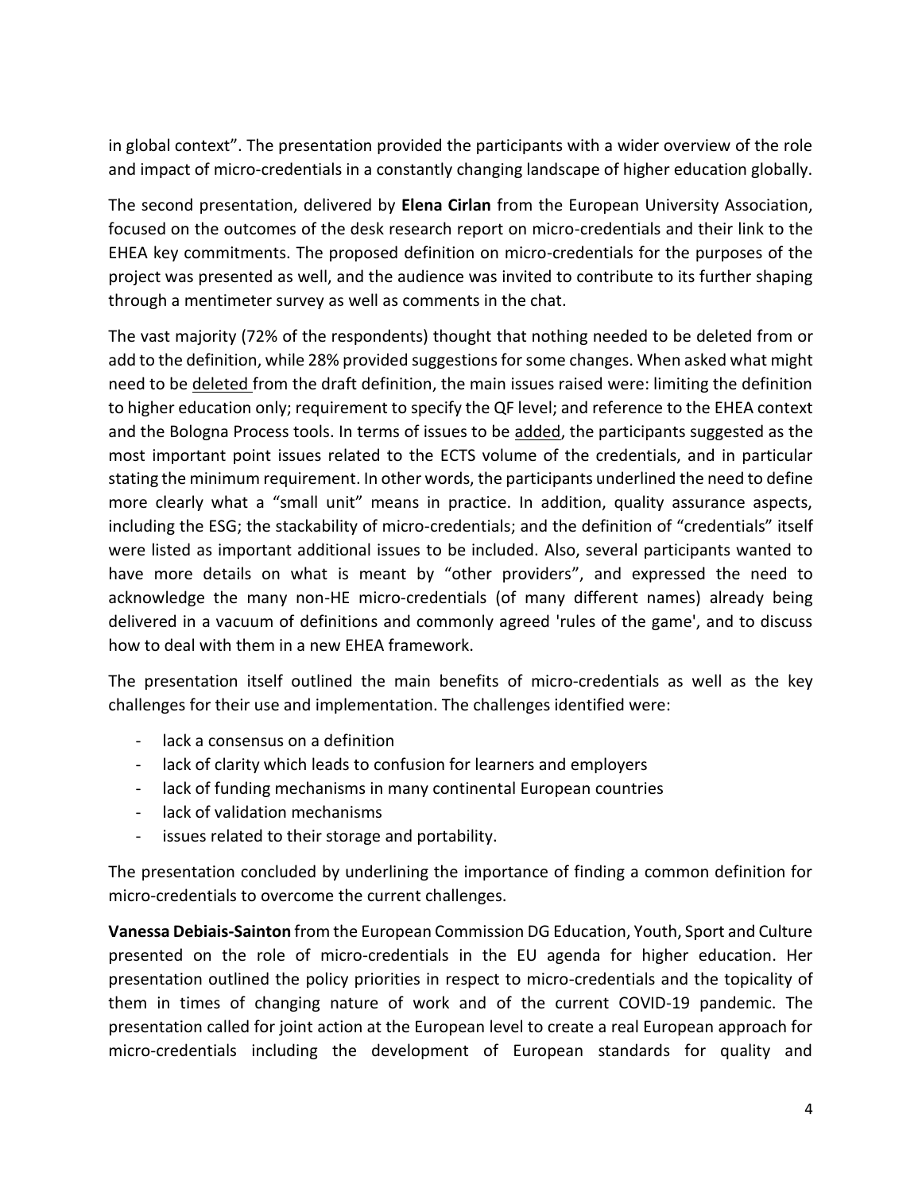in global context". The presentation provided the participants with a wider overview of the role and impact of micro-credentials in a constantly changing landscape of higher education globally.

The second presentation, delivered by **Elena Cirlan** from the European University Association, focused on the outcomes of the desk research report on micro-credentials and their link to the EHEA key commitments. The proposed definition on micro-credentials for the purposes of the project was presented as well, and the audience was invited to contribute to its further shaping through a mentimeter survey as well as comments in the chat.

The vast majority (72% of the respondents) thought that nothing needed to be deleted from or add to the definition, while 28% provided suggestions for some changes. When asked what might need to be <u>deleted</u> from the draft definition, the main issues raised were: limiting the definition to higher education only; requirement to specify the QF level; and reference to the EHEA context and the Bologna Process tools. In terms of issues to be <u>added</u>, the participants suggested as the most important point issues related to the ECTS volume of the credentials, and in particular stating the minimum requirement. In other words, the participants underlined the need to define more clearly what a "small unit" means in practice. In addition, quality assurance aspects, including the ESG; the stackability of micro-credentials; and the definition of "credentials" itself were listed as important additional issues to be included. Also, several participants wanted to have more details on what is meant by "other providers", and expressed the need to acknowledge the many non-HE micro-credentials (of many different names) already being delivered in a vacuum of definitions and commonly agreed 'rules of the game', and to discuss how to deal with them in a new EHEA framework.

The presentation itself outlined the main benefits of micro-credentials as well as the key challenges for their use and implementation. The challenges identified were:

- lack a consensus on a definition
- lack of clarity which leads to confusion for learners and employers
- lack of funding mechanisms in many continental European countries
- lack of validation mechanisms
- issues related to their storage and portability.

The presentation concluded by underlining the importance of finding a common definition for micro-credentials to overcome the current challenges.

**Vanessa Debiais-Sainton** from the European Commission DG Education, Youth, Sport and Culture presented on the role of micro-credentials in the EU agenda for higher education. Her presentation outlined the policy priorities in respect to micro-credentials and the topicality of them in times of changing nature of work and of the current COVID-19 pandemic. The presentation called for joint action at the European level to create a real European approach for micro-credentials including the development of European standards for quality and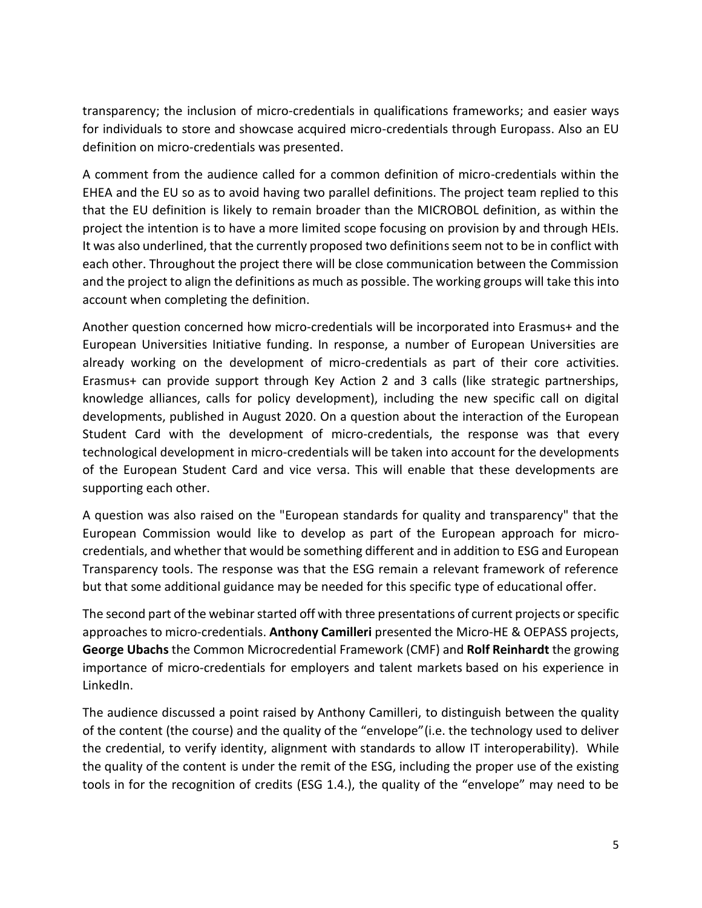transparency; the inclusion of micro-credentials in qualifications frameworks; and easier ways for individuals to store and showcase acquired micro-credentials through Europass. Also an EU definition on micro-credentials was presented.

A comment from the audience called for a common definition of micro-credentials within the EHEA and the EU so as to avoid having two parallel definitions. The project team replied to this that the EU definition is likely to remain broader than the MICROBOL definition, as within the project the intention is to have a more limited scope focusing on provision by and through HEIs. It was also underlined, that the currently proposed two definitions seem not to be in conflict with each other. Throughout the project there will be close communication between the Commission and the project to align the definitions as much as possible. The working groups will take this into account when completing the definition.

Another question concerned how micro-credentials will be incorporated into Erasmus+ and the European Universities Initiative funding. In response, a number of European Universities are already working on the development of micro-credentials as part of their core activities. Erasmus+ can provide support through Key Action 2 and 3 calls (like strategic partnerships, knowledge alliances, calls for policy development), including the new specific call on digital developments, published in August 2020. On a question about the interaction of the European Student Card with the development of micro-credentials, the response was that every technological development in micro-credentials will be taken into account for the developments of the European Student Card and vice versa. This will enable that these developments are supporting each other.

A question was also raised on the "European standards for quality and transparency" that the European Commission would like to develop as part of the European approach for micro-credentials, and whether that would be something different and in addition to ESG and European Transparency tools. The response was that the ESG remain a relevant framework of reference but that some additional guidance may be needed for this specific type of educational offer.

The second part of the webinar started off with three presentations of current projects or specific approaches to micro-credentials. **Anthony Camilleri** presented the Micro-HE & OEPASS projects, **George Ubachs** the Common Microcredential Framework (CMF) and **Rolf Reinhardt** the growing importance of micro-credentials for employers and talent markets based on his experience in LinkedIn.

The audience discussed a point raised by Anthony Camilleri, to distinguish between the quality of the content (the course) and the quality of the "envelope"(i.e. the technology used to deliver the credential, to verify identity, alignment with standards to allow IT interoperability). While the quality of the content is under the remit of the ESG, including the proper use of the existing tools in for the recognition of credits (ESG 1.4.), the quality of the "envelope" may need to be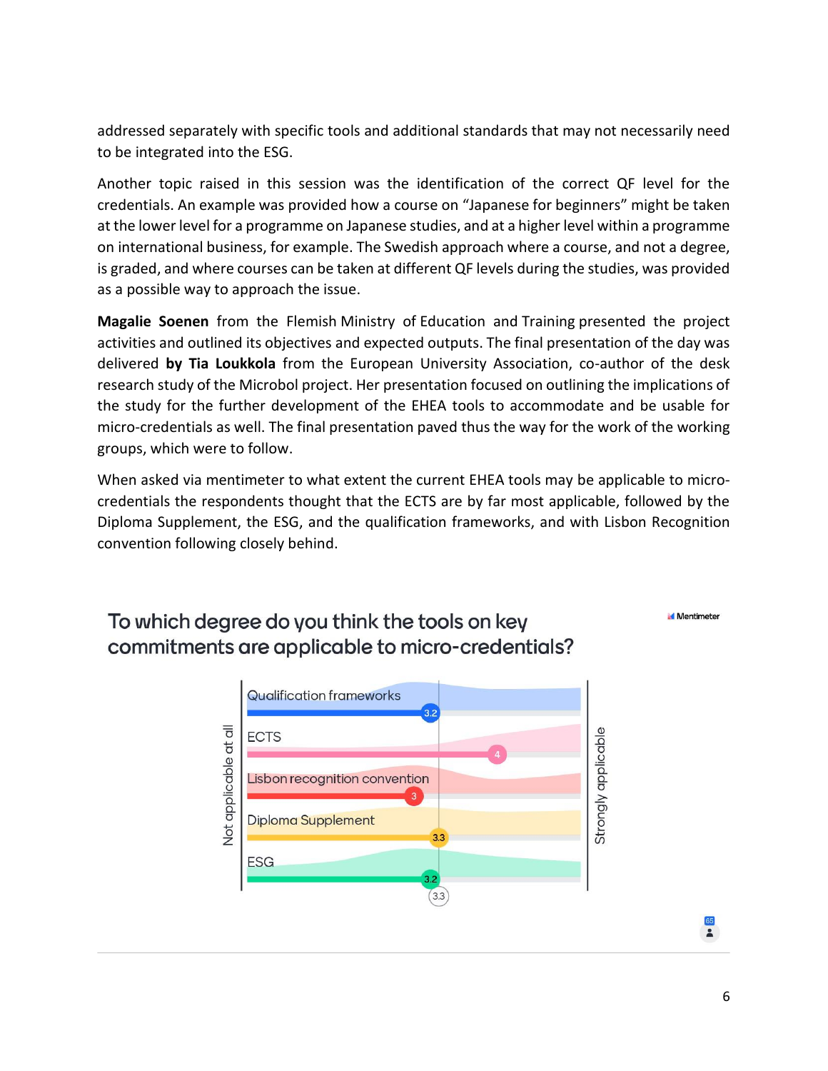addressed separately with specific tools and additional standards that may not necessarily need to be integrated into the ESG.

Another topic raised in this session was the identification of the correct QF level for the credentials. An example was provided how a course on "Japanese for beginners" might be taken at the lower level for a programme on Japanese studies, and at a higher level within a programme on international business, for example. The Swedish approach where a course, and not a degree, is graded, and where courses can be taken at different QF levels during the studies, was provided as a possible way to approach the issue.

**Magalie Soenen** from the Flemish Ministry of Education and Training presented the project activities and outlined its objectives and expected outputs. The final presentation of the day was delivered **by Tia Loukkola** from the European University Association, co-author of the desk research study of the Microbol project. Her presentation focused on outlining the implications of the study for the further development of the EHEA tools to accommodate and be usable for micro-credentials as well. The final presentation paved thus the way for the work of the working groups, which were to follow.

When asked via mentimeter to what extent the current EHEA tools may be applicable to micro-credentials the respondents thought that the ECTS are by far most applicable, followed by the Diploma Supplement, the ESG, and the qualification frameworks, and with Lisbon Recognition convention following closely behind.

**To which degree do you think the tools on key commitments are applicable to micro-credentials?**

| Tool | Score (Not applicable at all – Strongly applicable) |
|---|---|
| Qualification frameworks | 3.2 |
| ECTS | 4 |
| Lisbon recognition convention | 3 |
| Diploma Supplement | 3.3 |
| ESG | 3.2 |
| Average | 3.3 |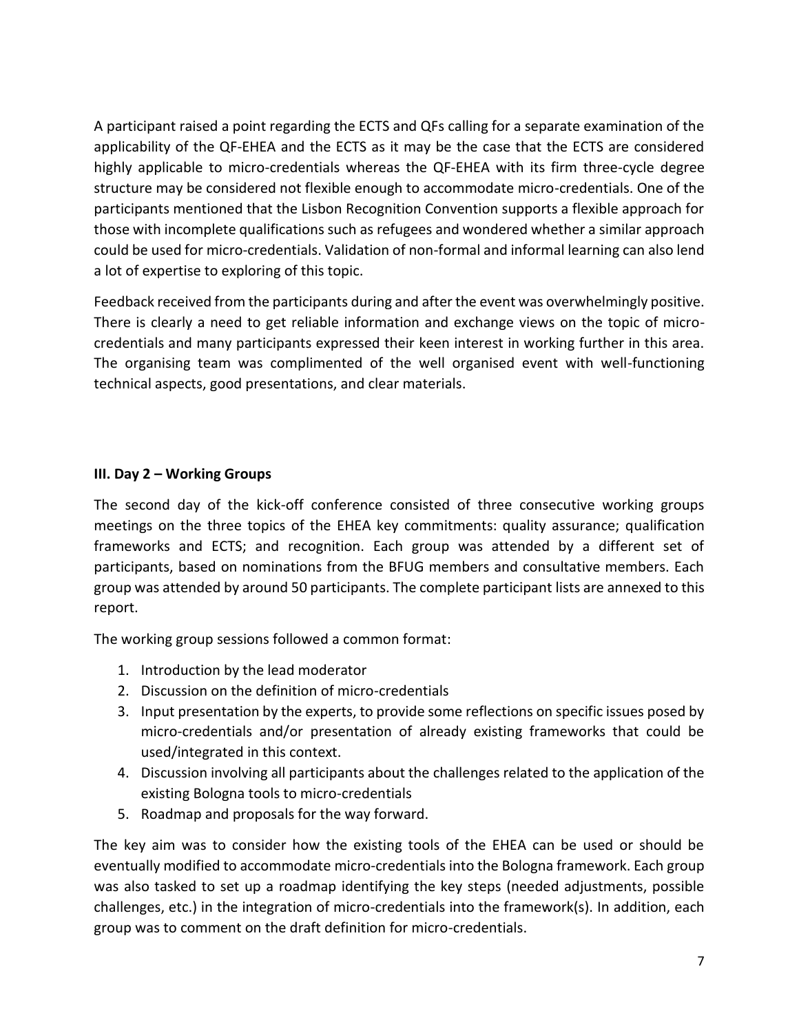A participant raised a point regarding the ECTS and QFs calling for a separate examination of the applicability of the QF-EHEA and the ECTS as it may be the case that the ECTS are considered highly applicable to micro-credentials whereas the QF-EHEA with its firm three-cycle degree structure may be considered not flexible enough to accommodate micro-credentials. One of the participants mentioned that the Lisbon Recognition Convention supports a flexible approach for those with incomplete qualifications such as refugees and wondered whether a similar approach could be used for micro-credentials. Validation of non-formal and informal learning can also lend a lot of expertise to exploring of this topic.

Feedback received from the participants during and after the event was overwhelmingly positive. There is clearly a need to get reliable information and exchange views on the topic of micro-credentials and many participants expressed their keen interest in working further in this area. The organising team was complimented of the well organised event with well-functioning technical aspects, good presentations, and clear materials.

## III. Day 2 – Working Groups

The second day of the kick-off conference consisted of three consecutive working groups meetings on the three topics of the EHEA key commitments: quality assurance; qualification frameworks and ECTS; and recognition. Each group was attended by a different set of participants, based on nominations from the BFUG members and consultative members. Each group was attended by around 50 participants. The complete participant lists are annexed to this report.

The working group sessions followed a common format:

1. Introduction by the lead moderator
2. Discussion on the definition of micro-credentials
3. Input presentation by the experts, to provide some reflections on specific issues posed by micro-credentials and/or presentation of already existing frameworks that could be used/integrated in this context.
4. Discussion involving all participants about the challenges related to the application of the existing Bologna tools to micro-credentials
5. Roadmap and proposals for the way forward.

The key aim was to consider how the existing tools of the EHEA can be used or should be eventually modified to accommodate micro-credentials into the Bologna framework. Each group was also tasked to set up a roadmap identifying the key steps (needed adjustments, possible challenges, etc.) in the integration of micro-credentials into the framework(s). In addition, each group was to comment on the draft definition for micro-credentials.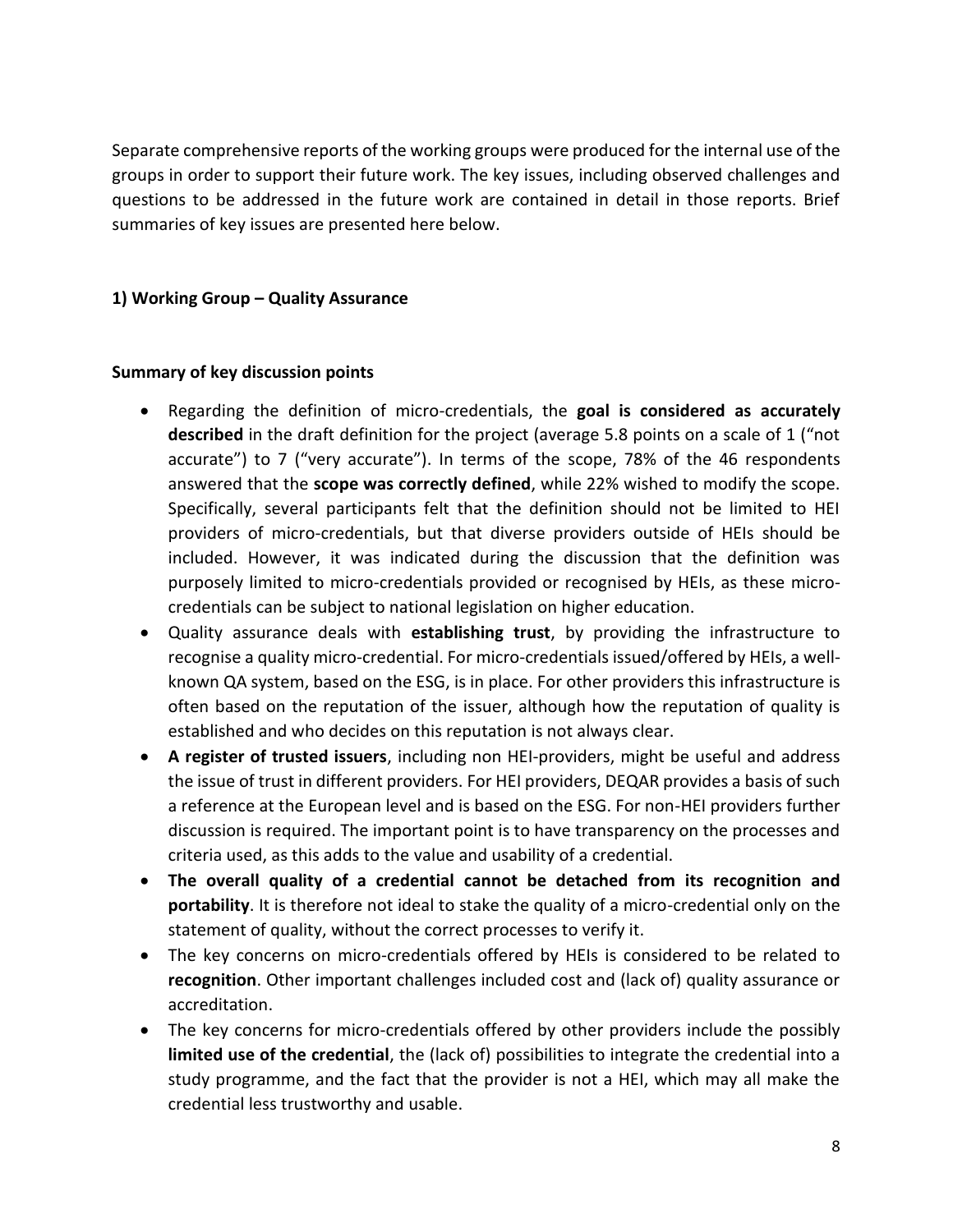Separate comprehensive reports of the working groups were produced for the internal use of the groups in order to support their future work. The key issues, including observed challenges and questions to be addressed in the future work are contained in detail in those reports. Brief summaries of key issues are presented here below.

### 1) Working Group – Quality Assurance

#### Summary of key discussion points

- Regarding the definition of micro-credentials, the **goal is considered as accurately described** in the draft definition for the project (average 5.8 points on a scale of 1 ("not accurate") to 7 ("very accurate"). In terms of the scope, 78% of the 46 respondents answered that the **scope was correctly defined**, while 22% wished to modify the scope. Specifically, several participants felt that the definition should not be limited to HEI providers of micro-credentials, but that diverse providers outside of HEIs should be included. However, it was indicated during the discussion that the definition was purposely limited to micro-credentials provided or recognised by HEIs, as these micro-credentials can be subject to national legislation on higher education.
- Quality assurance deals with **establishing trust**, by providing the infrastructure to recognise a quality micro-credential. For micro-credentials issued/offered by HEIs, a well-known QA system, based on the ESG, is in place. For other providers this infrastructure is often based on the reputation of the issuer, although how the reputation of quality is established and who decides on this reputation is not always clear.
- **A register of trusted issuers**, including non HEI-providers, might be useful and address the issue of trust in different providers. For HEI providers, DEQAR provides a basis of such a reference at the European level and is based on the ESG. For non-HEI providers further discussion is required. The important point is to have transparency on the processes and criteria used, as this adds to the value and usability of a credential.
- **The overall quality of a credential cannot be detached from its recognition and portability**. It is therefore not ideal to stake the quality of a micro-credential only on the statement of quality, without the correct processes to verify it.
- The key concerns on micro-credentials offered by HEIs is considered to be related to **recognition**. Other important challenges included cost and (lack of) quality assurance or accreditation.
- The key concerns for micro-credentials offered by other providers include the possibly **limited use of the credential**, the (lack of) possibilities to integrate the credential into a study programme, and the fact that the provider is not a HEI, which may all make the credential less trustworthy and usable.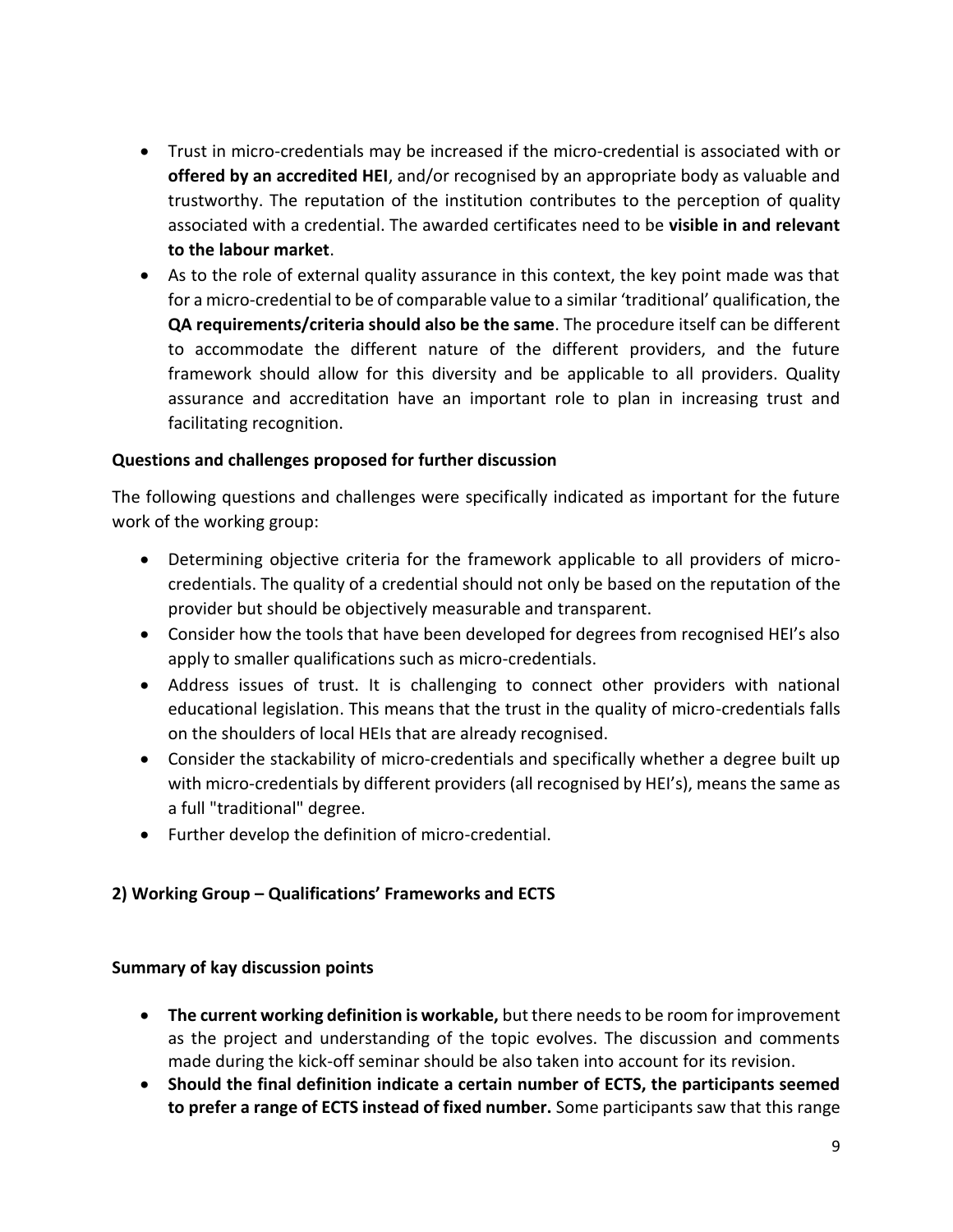- Trust in micro-credentials may be increased if the micro-credential is associated with or **offered by an accredited HEI**, and/or recognised by an appropriate body as valuable and trustworthy. The reputation of the institution contributes to the perception of quality associated with a credential. The awarded certificates need to be **visible in and relevant to the labour market**.
- As to the role of external quality assurance in this context, the key point made was that for a micro-credential to be of comparable value to a similar 'traditional' qualification, the **QA requirements/criteria should also be the same**. The procedure itself can be different to accommodate the different nature of the different providers, and the future framework should allow for this diversity and be applicable to all providers. Quality assurance and accreditation have an important role to plan in increasing trust and facilitating recognition.

**Questions and challenges proposed for further discussion**

The following questions and challenges were specifically indicated as important for the future work of the working group:

- Determining objective criteria for the framework applicable to all providers of micro-credentials. The quality of a credential should not only be based on the reputation of the provider but should be objectively measurable and transparent.
- Consider how the tools that have been developed for degrees from recognised HEI's also apply to smaller qualifications such as micro-credentials.
- Address issues of trust. It is challenging to connect other providers with national educational legislation. This means that the trust in the quality of micro-credentials falls on the shoulders of local HEIs that are already recognised.
- Consider the stackability of micro-credentials and specifically whether a degree built up with micro-credentials by different providers (all recognised by HEI's), means the same as a full "traditional" degree.
- Further develop the definition of micro-credential.

**2) Working Group – Qualifications' Frameworks and ECTS**

**Summary of kay discussion points**

- **The current working definition is workable,** but there needs to be room for improvement as the project and understanding of the topic evolves. The discussion and comments made during the kick-off seminar should be also taken into account for its revision.
- **Should the final definition indicate a certain number of ECTS, the participants seemed to prefer a range of ECTS instead of fixed number.** Some participants saw that this range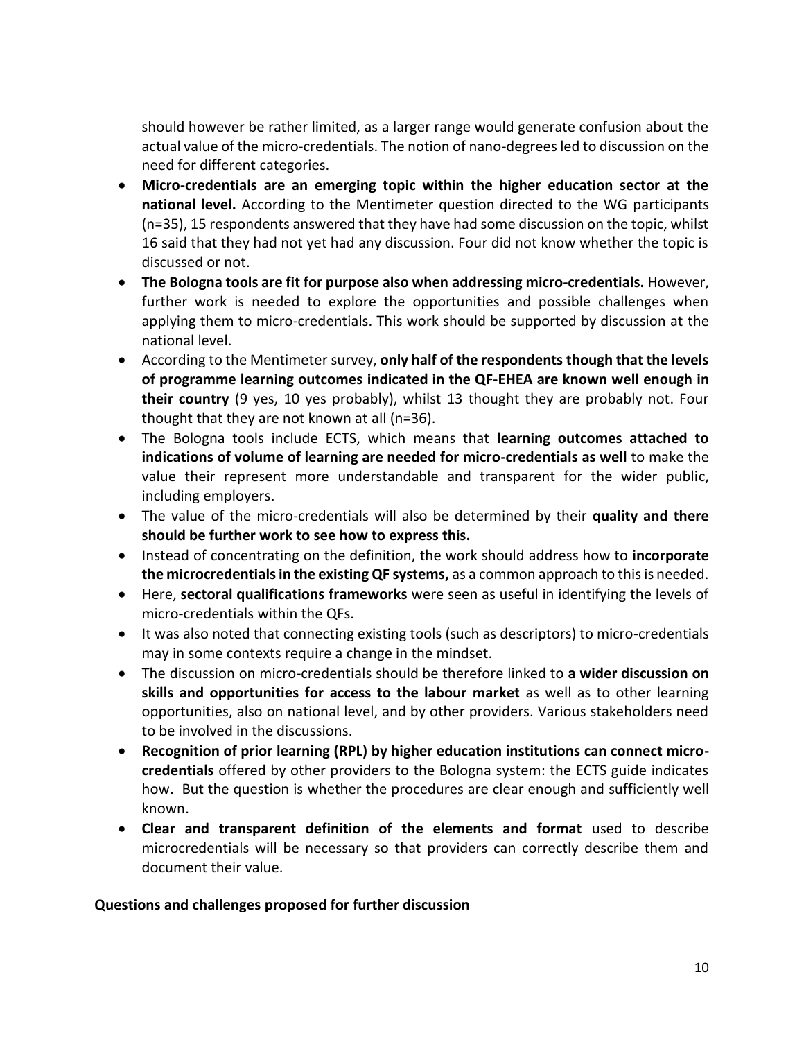should however be rather limited, as a larger range would generate confusion about the actual value of the micro-credentials. The notion of nano-degrees led to discussion on the need for different categories.

- **Micro-credentials are an emerging topic within the higher education sector at the national level.** According to the Mentimeter question directed to the WG participants (n=35), 15 respondents answered that they have had some discussion on the topic, whilst 16 said that they had not yet had any discussion. Four did not know whether the topic is discussed or not.
- **The Bologna tools are fit for purpose also when addressing micro-credentials.** However, further work is needed to explore the opportunities and possible challenges when applying them to micro-credentials. This work should be supported by discussion at the national level.
- According to the Mentimeter survey, **only half of the respondents though that the levels of programme learning outcomes indicated in the QF-EHEA are known well enough in their country** (9 yes, 10 yes probably), whilst 13 thought they are probably not. Four thought that they are not known at all (n=36).
- The Bologna tools include ECTS, which means that **learning outcomes attached to indications of volume of learning are needed for micro-credentials as well** to make the value their represent more understandable and transparent for the wider public, including employers.
- The value of the micro-credentials will also be determined by their **quality and there should be further work to see how to express this.**
- Instead of concentrating on the definition, the work should address how to **incorporate the microcredentials in the existing QF systems,** as a common approach to this is needed.
- Here, **sectoral qualifications frameworks** were seen as useful in identifying the levels of micro-credentials within the QFs.
- It was also noted that connecting existing tools (such as descriptors) to micro-credentials may in some contexts require a change in the mindset.
- The discussion on micro-credentials should be therefore linked to **a wider discussion on skills and opportunities for access to the labour market** as well as to other learning opportunities, also on national level, and by other providers. Various stakeholders need to be involved in the discussions.
- **Recognition of prior learning (RPL) by higher education institutions can connect micro-credentials** offered by other providers to the Bologna system: the ECTS guide indicates how. But the question is whether the procedures are clear enough and sufficiently well known.
- **Clear and transparent definition of the elements and format** used to describe microcredentials will be necessary so that providers can correctly describe them and document their value.

**Questions and challenges proposed for further discussion**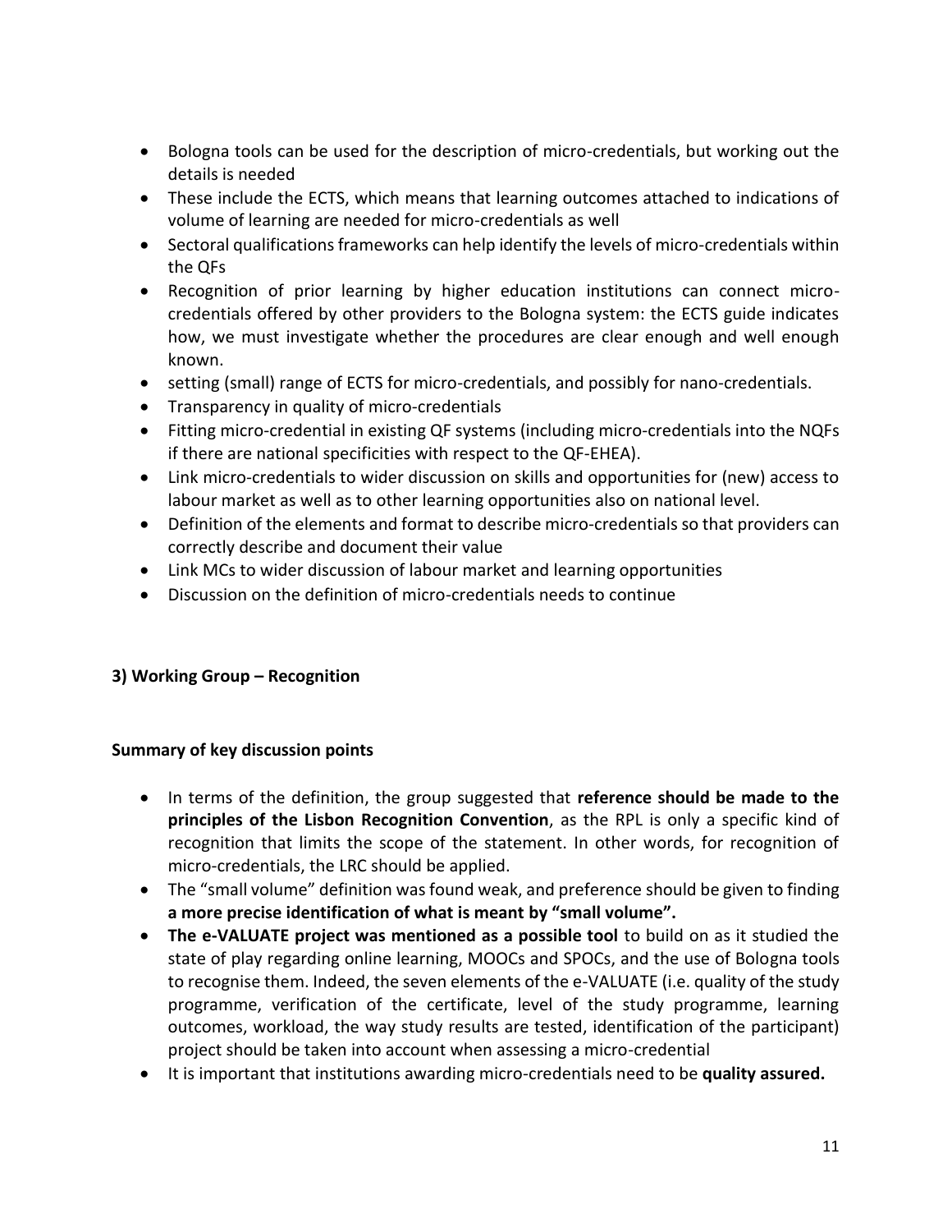- Bologna tools can be used for the description of micro-credentials, but working out the details is needed
- These include the ECTS, which means that learning outcomes attached to indications of volume of learning are needed for micro-credentials as well
- Sectoral qualifications frameworks can help identify the levels of micro-credentials within the QFs
- Recognition of prior learning by higher education institutions can connect micro-credentials offered by other providers to the Bologna system: the ECTS guide indicates how, we must investigate whether the procedures are clear enough and well enough known.
- setting (small) range of ECTS for micro-credentials, and possibly for nano-credentials.
- Transparency in quality of micro-credentials
- Fitting micro-credential in existing QF systems (including micro-credentials into the NQFs if there are national specificities with respect to the QF-EHEA).
- Link micro-credentials to wider discussion on skills and opportunities for (new) access to labour market as well as to other learning opportunities also on national level.
- Definition of the elements and format to describe micro-credentials so that providers can correctly describe and document their value
- Link MCs to wider discussion of labour market and learning opportunities
- Discussion on the definition of micro-credentials needs to continue

### 3) Working Group – Recognition

#### Summary of key discussion points

- In terms of the definition, the group suggested that **reference should be made to the principles of the Lisbon Recognition Convention**, as the RPL is only a specific kind of recognition that limits the scope of the statement. In other words, for recognition of micro-credentials, the LRC should be applied.
- The "small volume" definition was found weak, and preference should be given to finding **a more precise identification of what is meant by "small volume".**
- **The e-VALUATE project was mentioned as a possible tool** to build on as it studied the state of play regarding online learning, MOOCs and SPOCs, and the use of Bologna tools to recognise them. Indeed, the seven elements of the e-VALUATE (i.e. quality of the study programme, verification of the certificate, level of the study programme, learning outcomes, workload, the way study results are tested, identification of the participant) project should be taken into account when assessing a micro-credential
- It is important that institutions awarding micro-credentials need to be **quality assured.**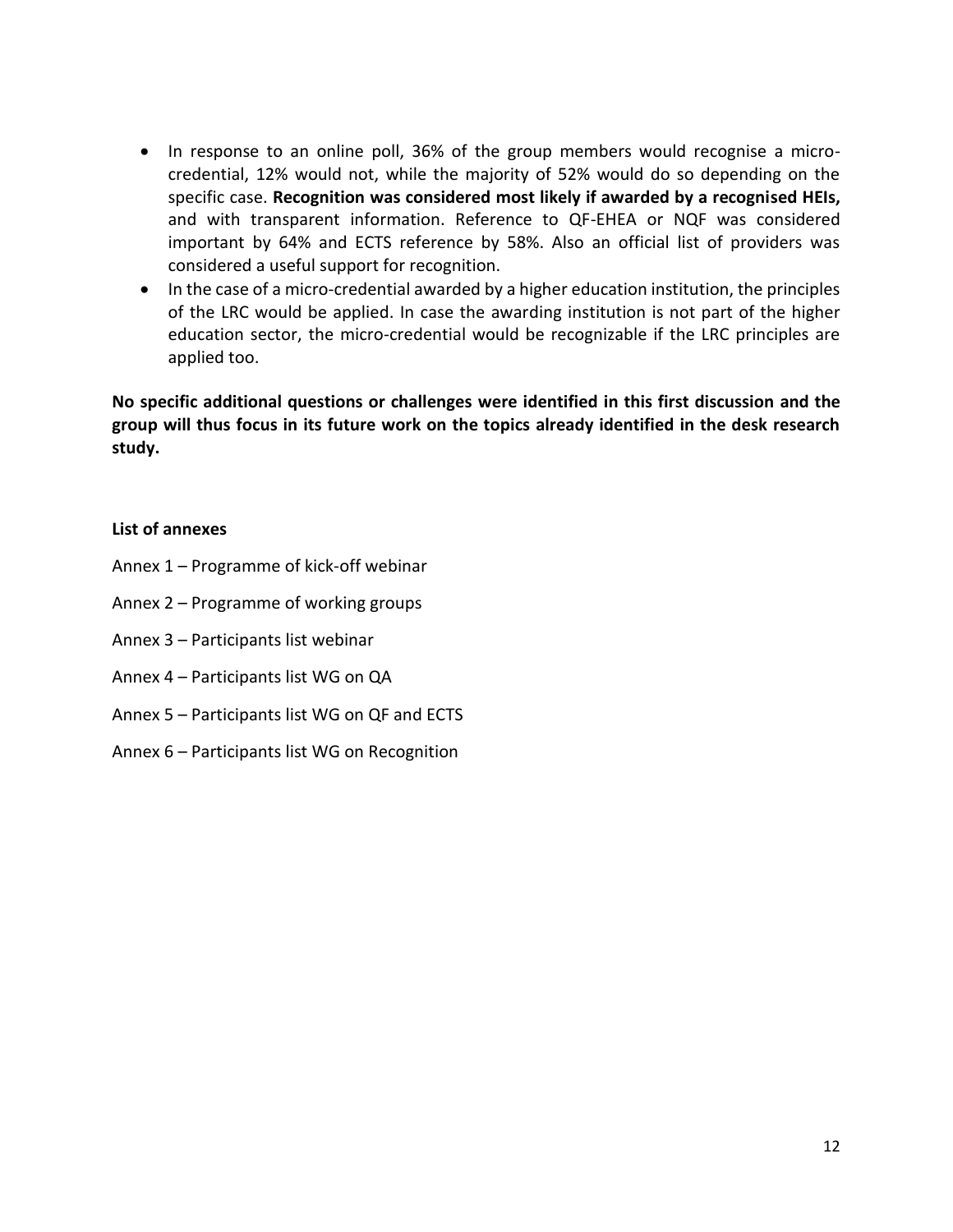- In response to an online poll, 36% of the group members would recognise a micro-credential, 12% would not, while the majority of 52% would do so depending on the specific case. **Recognition was considered most likely if awarded by a recognised HEIs,** and with transparent information. Reference to QF-EHEA or NQF was considered important by 64% and ECTS reference by 58%. Also an official list of providers was considered a useful support for recognition.
- In the case of a micro-credential awarded by a higher education institution, the principles of the LRC would be applied. In case the awarding institution is not part of the higher education sector, the micro-credential would be recognizable if the LRC principles are applied too.

**No specific additional questions or challenges were identified in this first discussion and the group will thus focus in its future work on the topics already identified in the desk research study.**

**List of annexes**

Annex 1 – Programme of kick-off webinar

Annex 2 – Programme of working groups

Annex 3 – Participants list webinar

Annex 4 – Participants list WG on QA

Annex 5 – Participants list WG on QF and ECTS

Annex 6 – Participants list WG on Recognition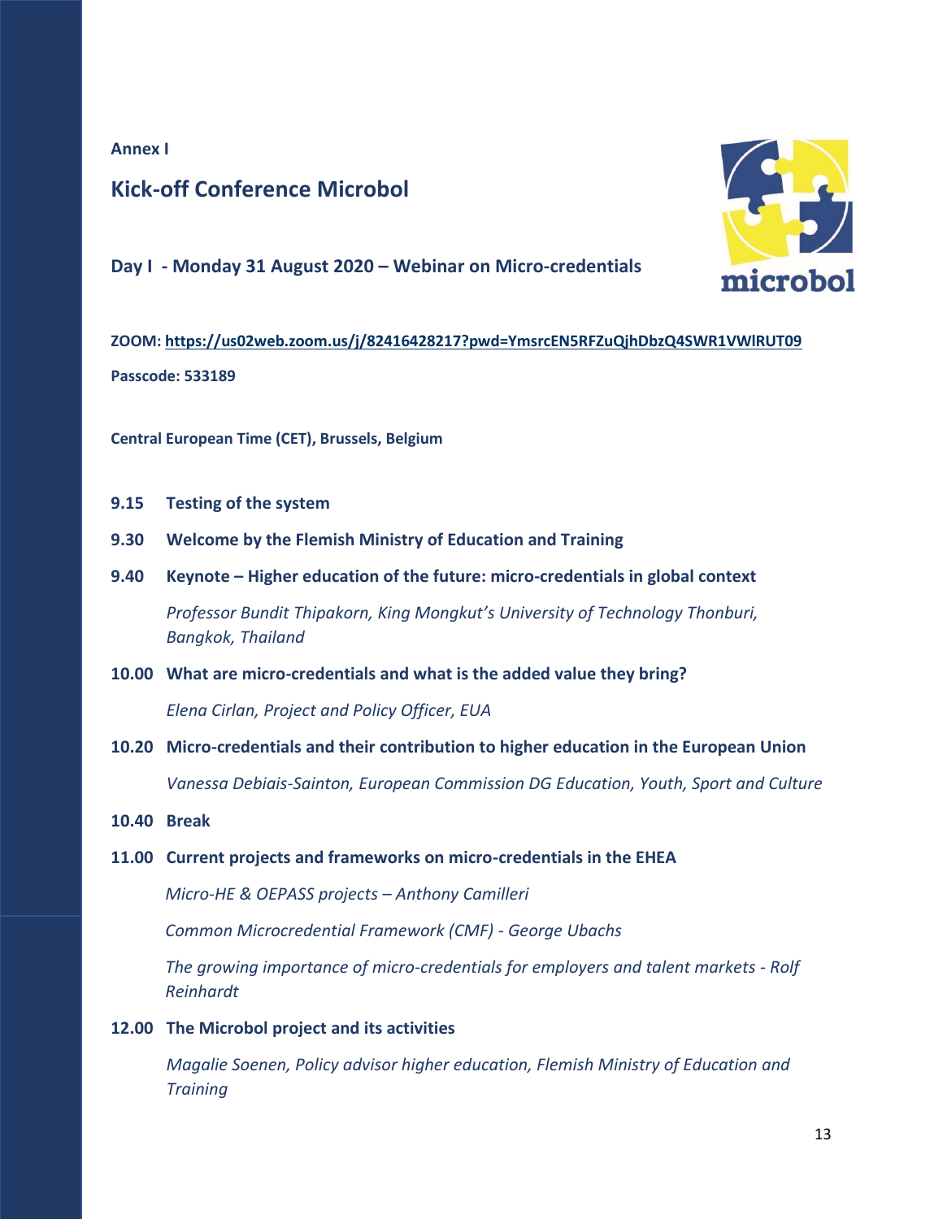**Annex I**

## Kick-off Conference Microbol

### Day I - Monday 31 August 2020 – Webinar on Micro-credentials

**ZOOM: https://us02web.zoom.us/j/82416428217?pwd=YmsrcEN5RFZuQjhDbzQ4SWR1VWlRUT09**

**Passcode: 533189**

**Central European Time (CET), Brussels, Belgium**

**9.15 Testing of the system**

**9.30 Welcome by the Flemish Ministry of Education and Training**

**9.40 Keynote – Higher education of the future: micro-credentials in global context**

*Professor Bundit Thipakorn, King Mongkut's University of Technology Thonburi, Bangkok, Thailand*

**10.00 What are micro-credentials and what is the added value they bring?**

*Elena Cirlan, Project and Policy Officer, EUA*

**10.20 Micro-credentials and their contribution to higher education in the European Union**

*Vanessa Debiais-Sainton, European Commission DG Education, Youth, Sport and Culture*

**10.40 Break**

**11.00 Current projects and frameworks on micro-credentials in the EHEA**

*Micro-HE & OEPASS projects – Anthony Camilleri*

*Common Microcredential Framework (CMF) - George Ubachs*

*The growing importance of micro-credentials for employers and talent markets - Rolf Reinhardt*

**12.00 The Microbol project and its activities**

*Magalie Soenen, Policy advisor higher education, Flemish Ministry of Education and Training*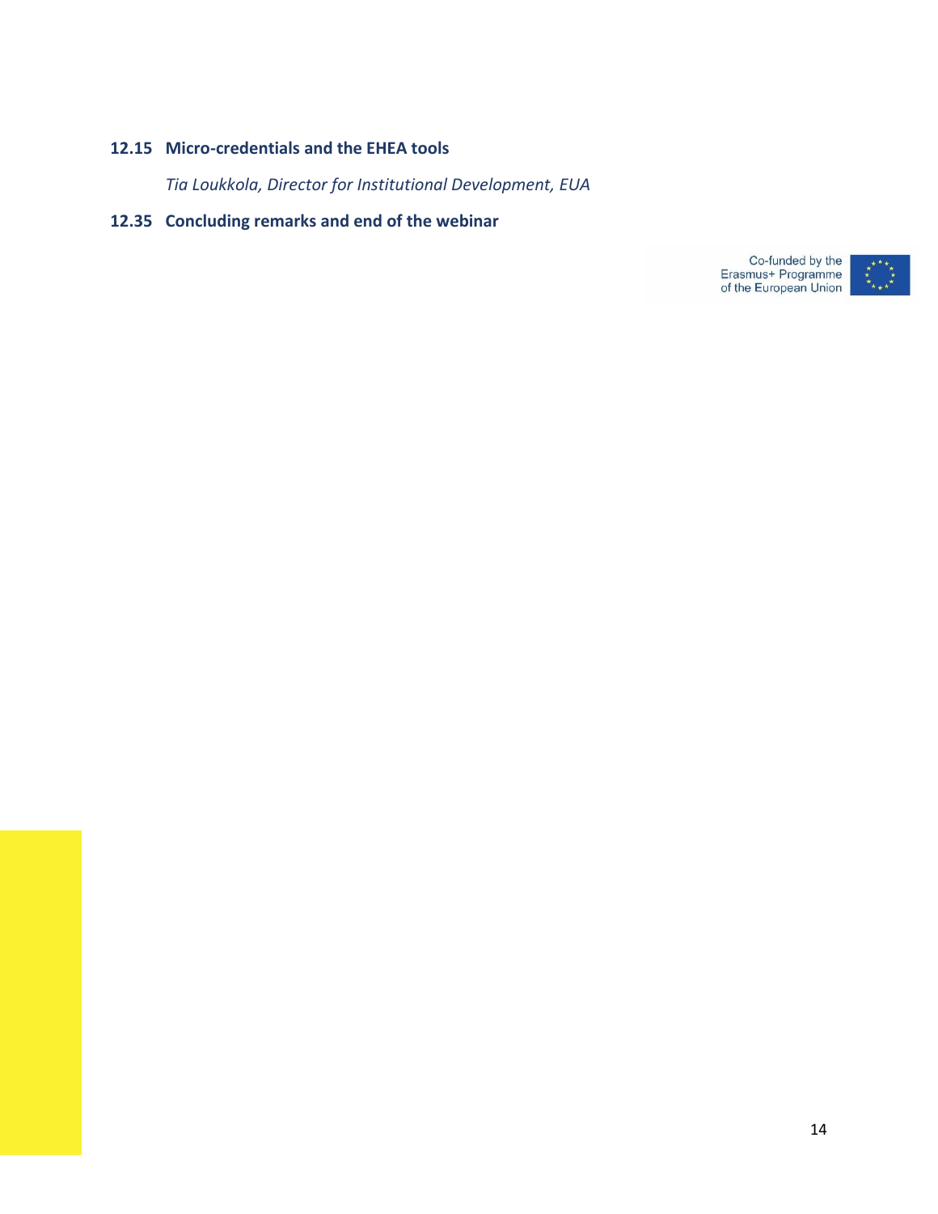**12.15 Micro-credentials and the EHEA tools**

*Tia Loukkola, Director for Institutional Development, EUA*

**12.35 Concluding remarks and end of the webinar**

Co-funded by the Erasmus+ Programme of the European Union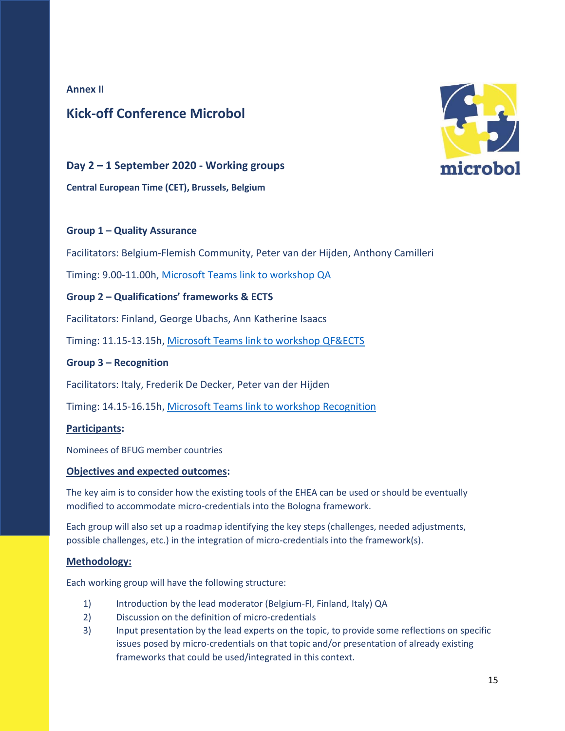**Annex II**

## Kick-off Conference Microbol

### Day 2 – 1 September 2020 - Working groups

**Central European Time (CET), Brussels, Belgium**

**Group 1 – Quality Assurance**

Facilitators: Belgium-Flemish Community, Peter van der Hijden, Anthony Camilleri

Timing: 9.00-11.00h, Microsoft Teams link to workshop QA

**Group 2 – Qualifications' frameworks & ECTS**

Facilitators: Finland, George Ubachs, Ann Katherine Isaacs

Timing: 11.15-13.15h, Microsoft Teams link to workshop QF&ECTS

**Group 3 – Recognition**

Facilitators: Italy, Frederik De Decker, Peter van der Hijden

Timing: 14.15-16.15h, Microsoft Teams link to workshop Recognition

**Participants:**

Nominees of BFUG member countries

**Objectives and expected outcomes:**

The key aim is to consider how the existing tools of the EHEA can be used or should be eventually modified to accommodate micro-credentials into the Bologna framework.

Each group will also set up a roadmap identifying the key steps (challenges, needed adjustments, possible challenges, etc.) in the integration of micro-credentials into the framework(s).

**Methodology:**

Each working group will have the following structure:

1) Introduction by the lead moderator (Belgium-Fl, Finland, Italy) QA
2) Discussion on the definition of micro-credentials
3) Input presentation by the lead experts on the topic, to provide some reflections on specific issues posed by micro-credentials on that topic and/or presentation of already existing frameworks that could be used/integrated in this context.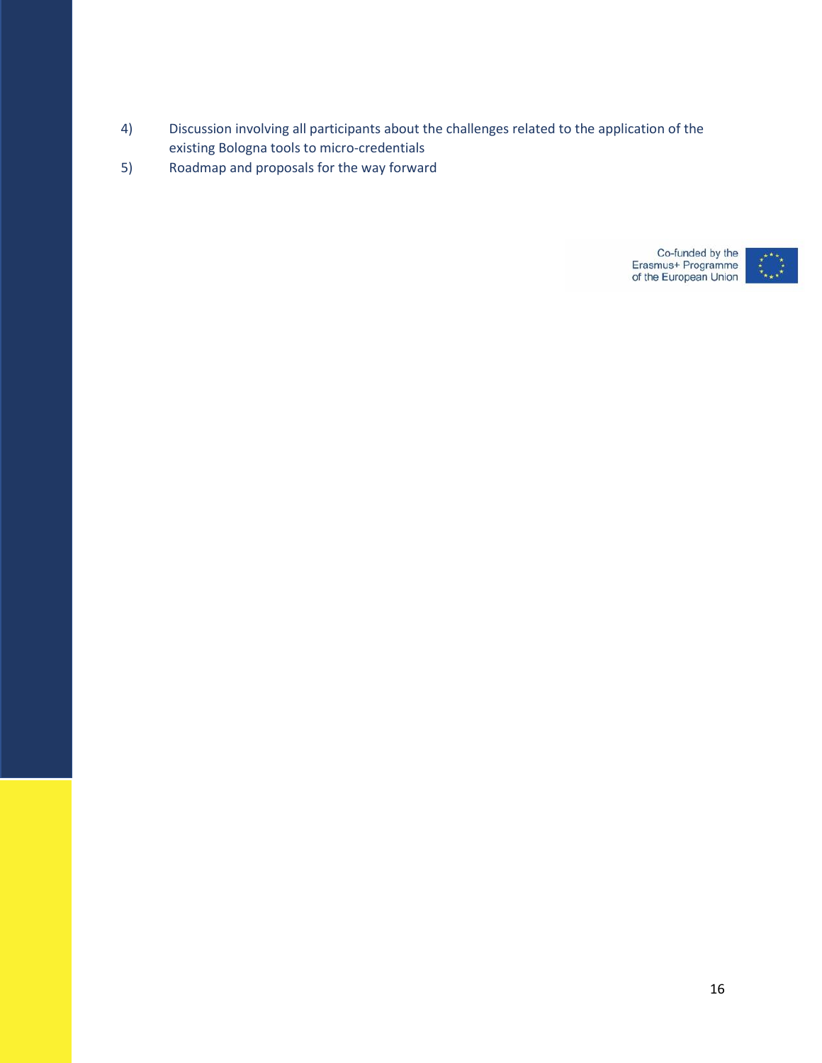4) Discussion involving all participants about the challenges related to the application of the existing Bologna tools to micro-credentials
5) Roadmap and proposals for the way forward

Co-funded by the Erasmus+ Programme of the European Union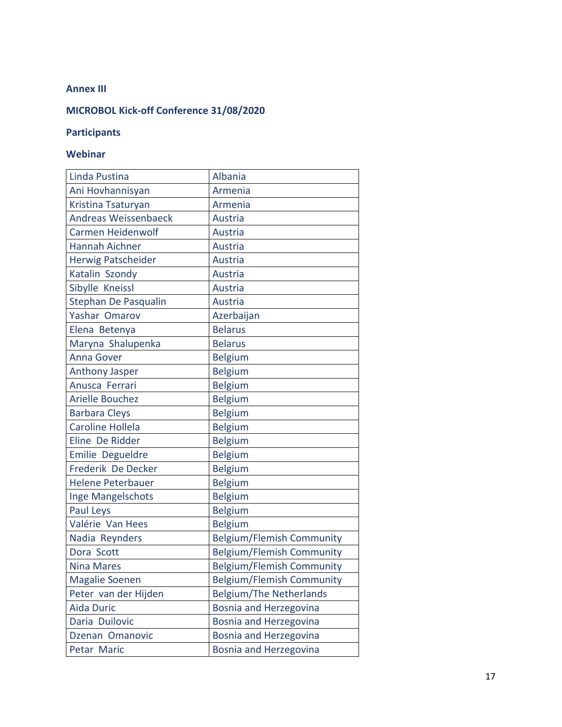**Annex III**

**MICROBOL Kick-off Conference 31/08/2020**

**Participants**

**Webinar**

| Linda Pustina | Albania |
|---|---|
| Ani Hovhannisyan | Armenia |
| Kristina Tsaturyan | Armenia |
| Andreas Weissenbaeck | Austria |
| Carmen Heidenwolf | Austria |
| Hannah Aichner | Austria |
| Herwig Patscheider | Austria |
| Katalin Szondy | Austria |
| Sibylle Kneissl | Austria |
| Stephan De Pasqualin | Austria |
| Yashar Omarov | Azerbaijan |
| Elena Betenya | Belarus |
| Maryna Shalupenka | Belarus |
| Anna Gover | Belgium |
| Anthony Jasper | Belgium |
| Anusca Ferrari | Belgium |
| Arielle Bouchez | Belgium |
| Barbara Cleys | Belgium |
| Caroline Hollela | Belgium |
| Eline De Ridder | Belgium |
| Emilie Degueldre | Belgium |
| Frederik De Decker | Belgium |
| Helene Peterbauer | Belgium |
| Inge Mangelschots | Belgium |
| Paul Leys | Belgium |
| Valérie Van Hees | Belgium |
| Nadia Reynders | Belgium/Flemish Community |
| Dora Scott | Belgium/Flemish Community |
| Nina Mares | Belgium/Flemish Community |
| Magalie Soenen | Belgium/Flemish Community |
| Peter van der Hijden | Belgium/The Netherlands |
| Aida Duric | Bosnia and Herzegovina |
| Daria Duilovic | Bosnia and Herzegovina |
| Dzenan Omanovic | Bosnia and Herzegovina |
| Petar Maric | Bosnia and Herzegovina |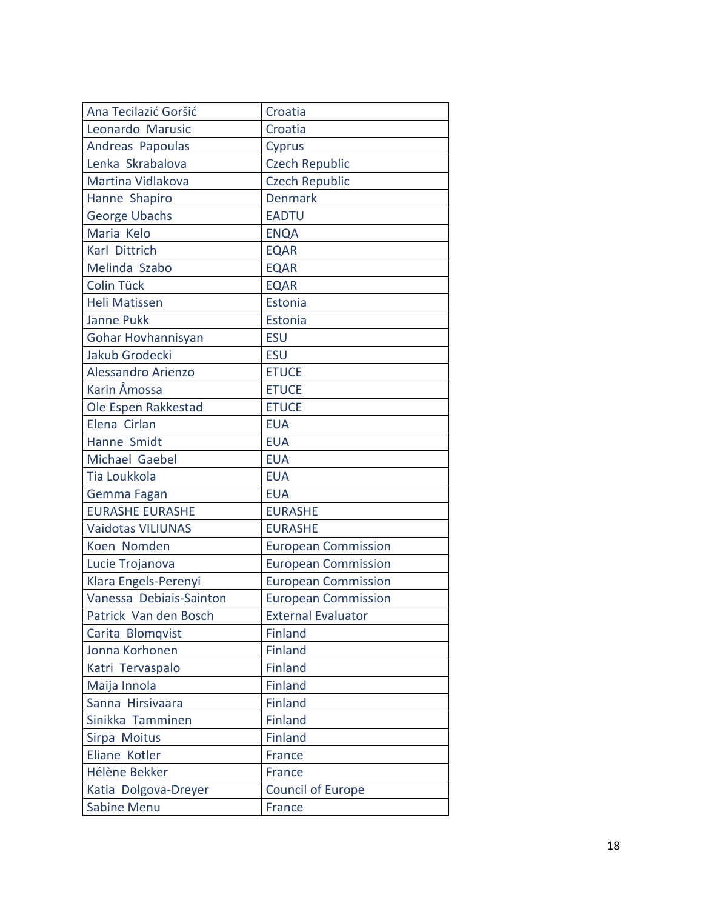| Ana Tecilazić Goršić | Croatia |
|---|---|
| Leonardo Marusic | Croatia |
| Andreas Papoulas | Cyprus |
| Lenka Skrabalova | Czech Republic |
| Martina Vidlakova | Czech Republic |
| Hanne Shapiro | Denmark |
| George Ubachs | EADTU |
| Maria Kelo | ENQA |
| Karl Dittrich | EQAR |
| Melinda Szabo | EQAR |
| Colin Tück | EQAR |
| Heli Matissen | Estonia |
| Janne Pukk | Estonia |
| Gohar Hovhannisyan | ESU |
| Jakub Grodecki | ESU |
| Alessandro Arienzo | ETUCE |
| Karin Åmossa | ETUCE |
| Ole Espen Rakkestad | ETUCE |
| Elena Cirlan | EUA |
| Hanne Smidt | EUA |
| Michael Gaebel | EUA |
| Tia Loukkola | EUA |
| Gemma Fagan | EUA |
| EURASHE EURASHE | EURASHE |
| Vaidotas VILIUNAS | EURASHE |
| Koen Nomden | European Commission |
| Lucie Trojanova | European Commission |
| Klara Engels-Perenyi | European Commission |
| Vanessa Debiais-Sainton | European Commission |
| Patrick Van den Bosch | External Evaluator |
| Carita Blomqvist | Finland |
| Jonna Korhonen | Finland |
| Katri Tervaspalo | Finland |
| Maija Innola | Finland |
| Sanna Hirsivaara | Finland |
| Sinikka Tamminen | Finland |
| Sirpa Moitus | Finland |
| Eliane Kotler | France |
| Hélène Bekker | France |
| Katia Dolgova-Dreyer | Council of Europe |
| Sabine Menu | France |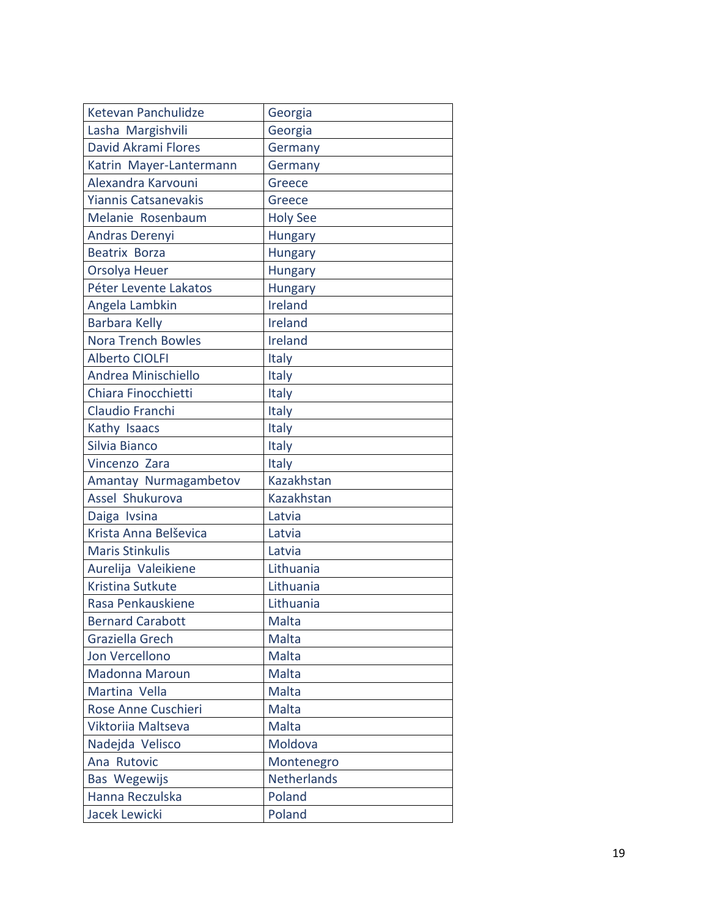| Ketevan Panchulidze | Georgia |
|---|---|
| Lasha Margishvili | Georgia |
| David Akrami Flores | Germany |
| Katrin Mayer-Lantermann | Germany |
| Alexandra Karvouni | Greece |
| Yiannis Catsanevakis | Greece |
| Melanie Rosenbaum | Holy See |
| Andras Derenyi | Hungary |
| Beatrix Borza | Hungary |
| Orsolya Heuer | Hungary |
| Péter Levente Lakatos | Hungary |
| Angela Lambkin | Ireland |
| Barbara Kelly | Ireland |
| Nora Trench Bowles | Ireland |
| Alberto CIOLFI | Italy |
| Andrea Minischiello | Italy |
| Chiara Finocchietti | Italy |
| Claudio Franchi | Italy |
| Kathy Isaacs | Italy |
| Silvia Bianco | Italy |
| Vincenzo Zara | Italy |
| Amantay Nurmagambetov | Kazakhstan |
| Assel Shukurova | Kazakhstan |
| Daiga Ivsina | Latvia |
| Krista Anna Belševica | Latvia |
| Maris Stinkulis | Latvia |
| Aurelija Valeikiene | Lithuania |
| Kristina Sutkute | Lithuania |
| Rasa Penkauskiene | Lithuania |
| Bernard Carabott | Malta |
| Graziella Grech | Malta |
| Jon Vercellono | Malta |
| Madonna Maroun | Malta |
| Martina Vella | Malta |
| Rose Anne Cuschieri | Malta |
| Viktoriia Maltseva | Malta |
| Nadejda Velisco | Moldova |
| Ana Rutovic | Montenegro |
| Bas Wegewijs | Netherlands |
| Hanna Reczulska | Poland |
| Jacek Lewicki | Poland |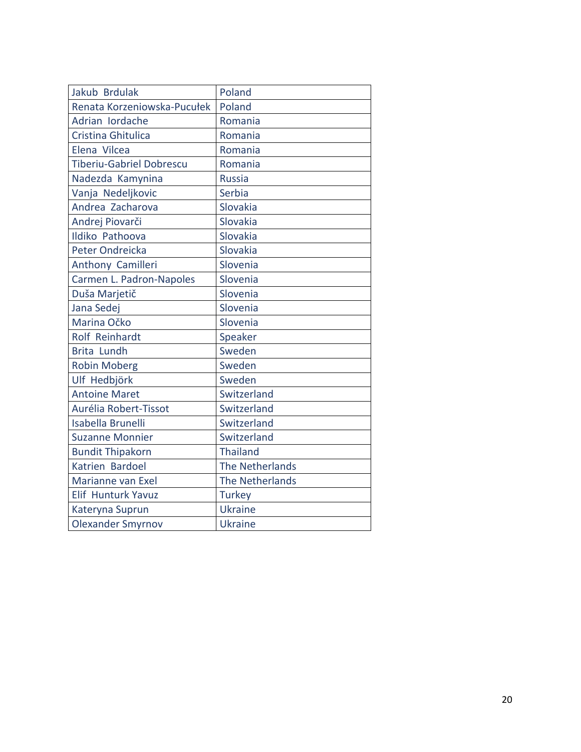| Jakub Brdulak | Poland |
|---|---|
| Renata Korzeniowska-Pucułek | Poland |
| Adrian Iordache | Romania |
| Cristina Ghitulica | Romania |
| Elena Vilcea | Romania |
| Tiberiu-Gabriel Dobrescu | Romania |
| Nadezda Kamynina | Russia |
| Vanja Nedeljkovic | Serbia |
| Andrea Zacharova | Slovakia |
| Andrej Piovarči | Slovakia |
| Ildiko Pathoova | Slovakia |
| Peter Ondreicka | Slovakia |
| Anthony Camilleri | Slovenia |
| Carmen L. Padron-Napoles | Slovenia |
| Duša Marjetič | Slovenia |
| Jana Sedej | Slovenia |
| Marina Očko | Slovenia |
| Rolf Reinhardt | Speaker |
| Brita Lundh | Sweden |
| Robin Moberg | Sweden |
| Ulf Hedbjörk | Sweden |
| Antoine Maret | Switzerland |
| Aurélia Robert-Tissot | Switzerland |
| Isabella Brunelli | Switzerland |
| Suzanne Monnier | Switzerland |
| Bundit Thipakorn | Thailand |
| Katrien Bardoel | The Netherlands |
| Marianne van Exel | The Netherlands |
| Elif Hunturk Yavuz | Turkey |
| Kateryna Suprun | Ukraine |
| Olexander Smyrnov | Ukraine |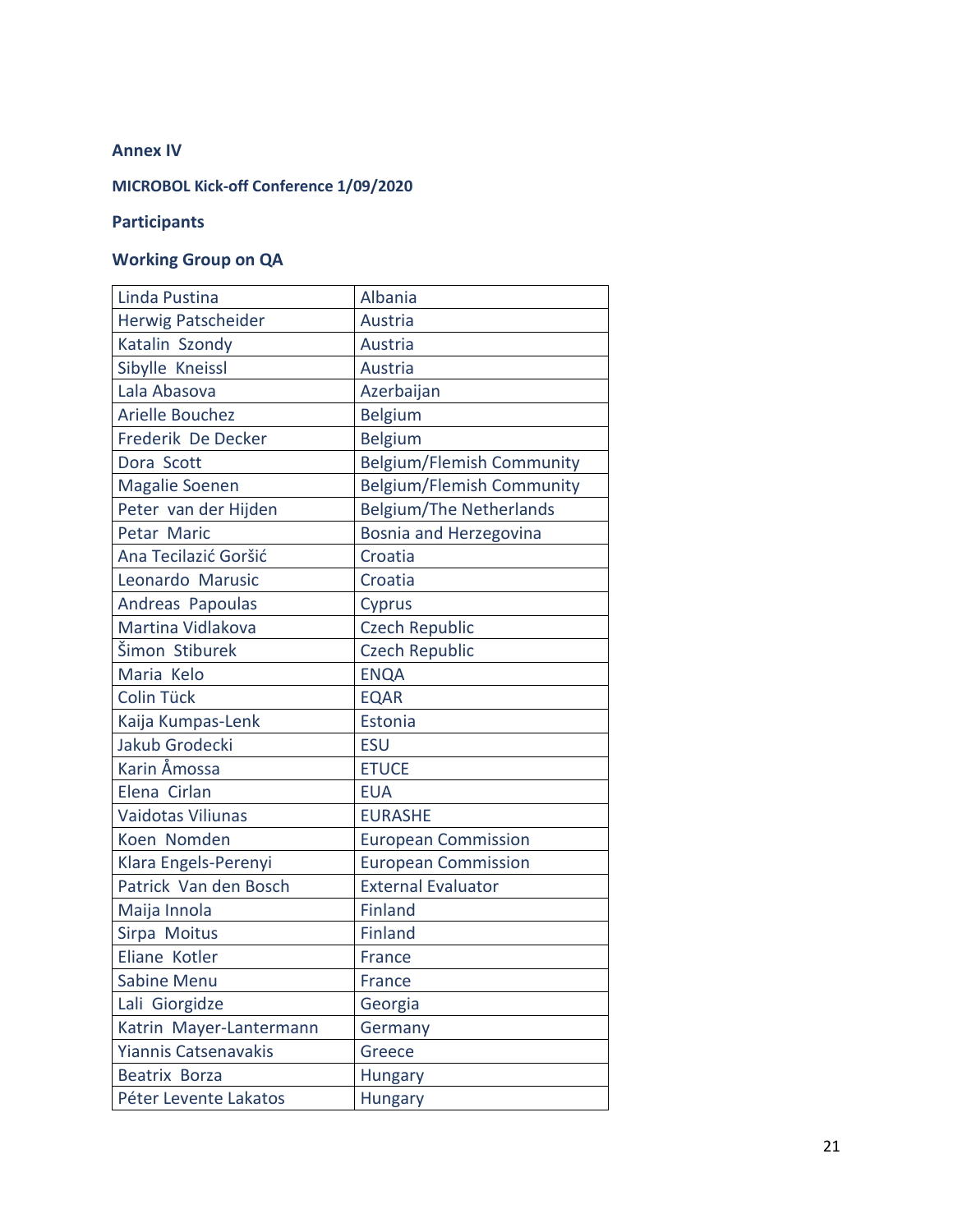**Annex IV**

**MICROBOL Kick-off Conference 1/09/2020**

**Participants**

**Working Group on QA**

| | |
|---|---|
| Linda Pustina | Albania |
| Herwig Patscheider | Austria |
| Katalin Szondy | Austria |
| Sibylle Kneissl | Austria |
| Lala Abasova | Azerbaijan |
| Arielle Bouchez | Belgium |
| Frederik De Decker | Belgium |
| Dora Scott | Belgium/Flemish Community |
| Magalie Soenen | Belgium/Flemish Community |
| Peter van der Hijden | Belgium/The Netherlands |
| Petar Maric | Bosnia and Herzegovina |
| Ana Tecilazić Goršić | Croatia |
| Leonardo Marusic | Croatia |
| Andreas Papoulas | Cyprus |
| Martina Vidlakova | Czech Republic |
| Šimon Stiburek | Czech Republic |
| Maria Kelo | ENQA |
| Colin Tück | EQAR |
| Kaija Kumpas-Lenk | Estonia |
| Jakub Grodecki | ESU |
| Karin Åmossa | ETUCE |
| Elena Cirlan | EUA |
| Vaidotas Viliunas | EURASHE |
| Koen Nomden | European Commission |
| Klara Engels-Perenyi | European Commission |
| Patrick Van den Bosch | External Evaluator |
| Maija Innola | Finland |
| Sirpa Moitus | Finland |
| Eliane Kotler | France |
| Sabine Menu | France |
| Lali Giorgidze | Georgia |
| Katrin Mayer-Lantermann | Germany |
| Yiannis Catsenavakis | Greece |
| Beatrix Borza | Hungary |
| Péter Levente Lakatos | Hungary |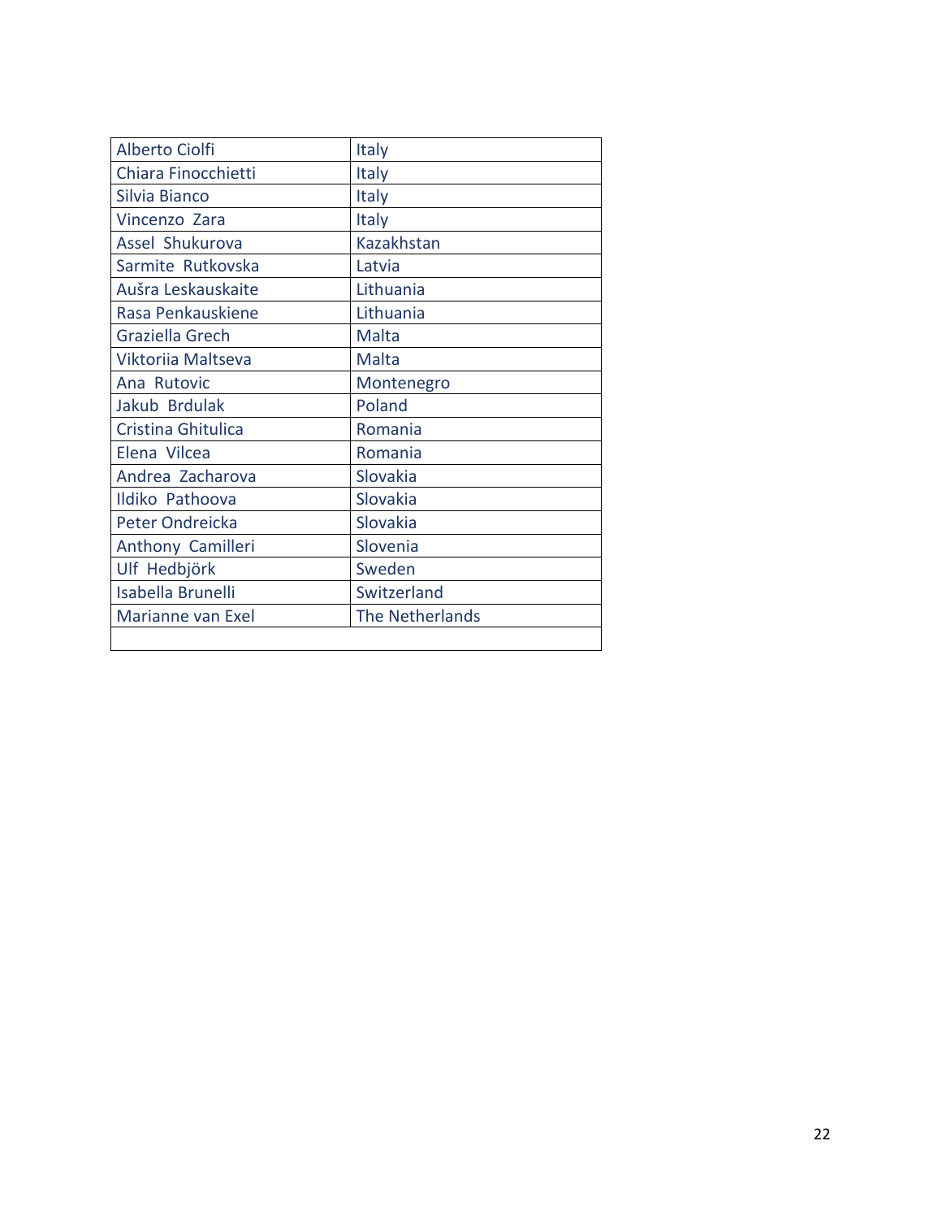| Alberto Ciolfi | Italy |
|---|---|
| Chiara Finocchietti | Italy |
| Silvia Bianco | Italy |
| Vincenzo Zara | Italy |
| Assel Shukurova | Kazakhstan |
| Sarmite Rutkovska | Latvia |
| Aušra Leskauskaite | Lithuania |
| Rasa Penkauskiene | Lithuania |
| Graziella Grech | Malta |
| Viktoriia Maltseva | Malta |
| Ana Rutovic | Montenegro |
| Jakub Brdulak | Poland |
| Cristina Ghitulica | Romania |
| Elena Vilcea | Romania |
| Andrea Zacharova | Slovakia |
| Ildiko Pathoova | Slovakia |
| Peter Ondreicka | Slovakia |
| Anthony Camilleri | Slovenia |
| Ulf Hedbjörk | Sweden |
| Isabella Brunelli | Switzerland |
| Marianne van Exel | The Netherlands |
| | |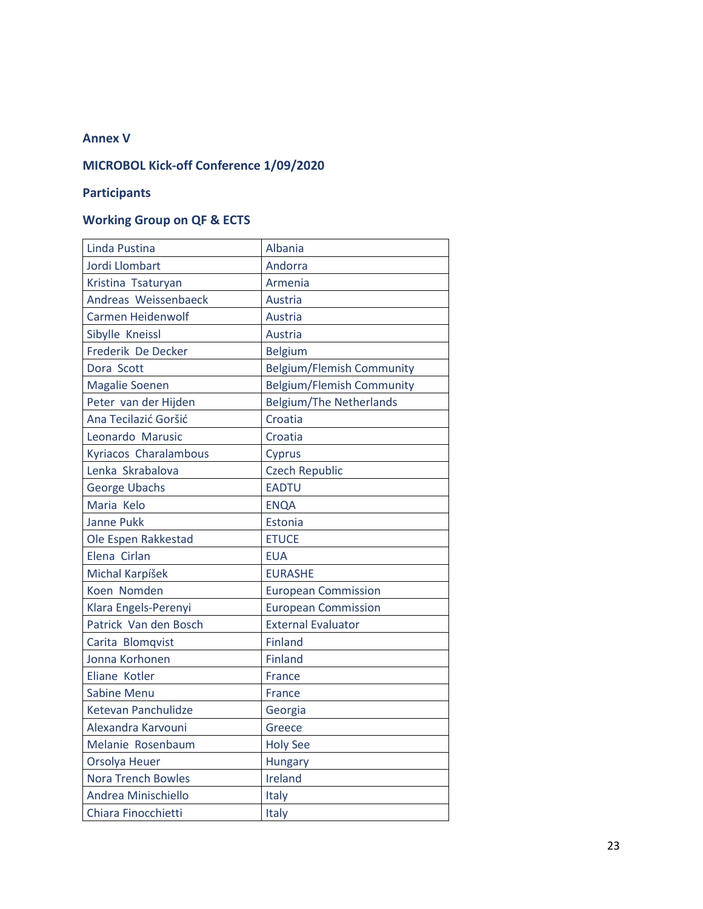**Annex V**

**MICROBOL Kick-off Conference 1/09/2020**

**Participants**

**Working Group on QF & ECTS**

| | |
|---|---|
| Linda Pustina | Albania |
| Jordi Llombart | Andorra |
| Kristina Tsaturyan | Armenia |
| Andreas Weissenbaeck | Austria |
| Carmen Heidenwolf | Austria |
| Sibylle Kneissl | Austria |
| Frederik De Decker | Belgium |
| Dora Scott | Belgium/Flemish Community |
| Magalie Soenen | Belgium/Flemish Community |
| Peter van der Hijden | Belgium/The Netherlands |
| Ana Tecilazić Goršić | Croatia |
| Leonardo Marusic | Croatia |
| Kyriacos Charalambous | Cyprus |
| Lenka Skrabalova | Czech Republic |
| George Ubachs | EADTU |
| Maria Kelo | ENQA |
| Janne Pukk | Estonia |
| Ole Espen Rakkestad | ETUCE |
| Elena Cirlan | EUA |
| Michal Karpíšek | EURASHE |
| Koen Nomden | European Commission |
| Klara Engels-Perenyi | European Commission |
| Patrick Van den Bosch | External Evaluator |
| Carita Blomqvist | Finland |
| Jonna Korhonen | Finland |
| Eliane Kotler | France |
| Sabine Menu | France |
| Ketevan Panchulidze | Georgia |
| Alexandra Karvouni | Greece |
| Melanie Rosenbaum | Holy See |
| Orsolya Heuer | Hungary |
| Nora Trench Bowles | Ireland |
| Andrea Minischiello | Italy |
| Chiara Finocchietti | Italy |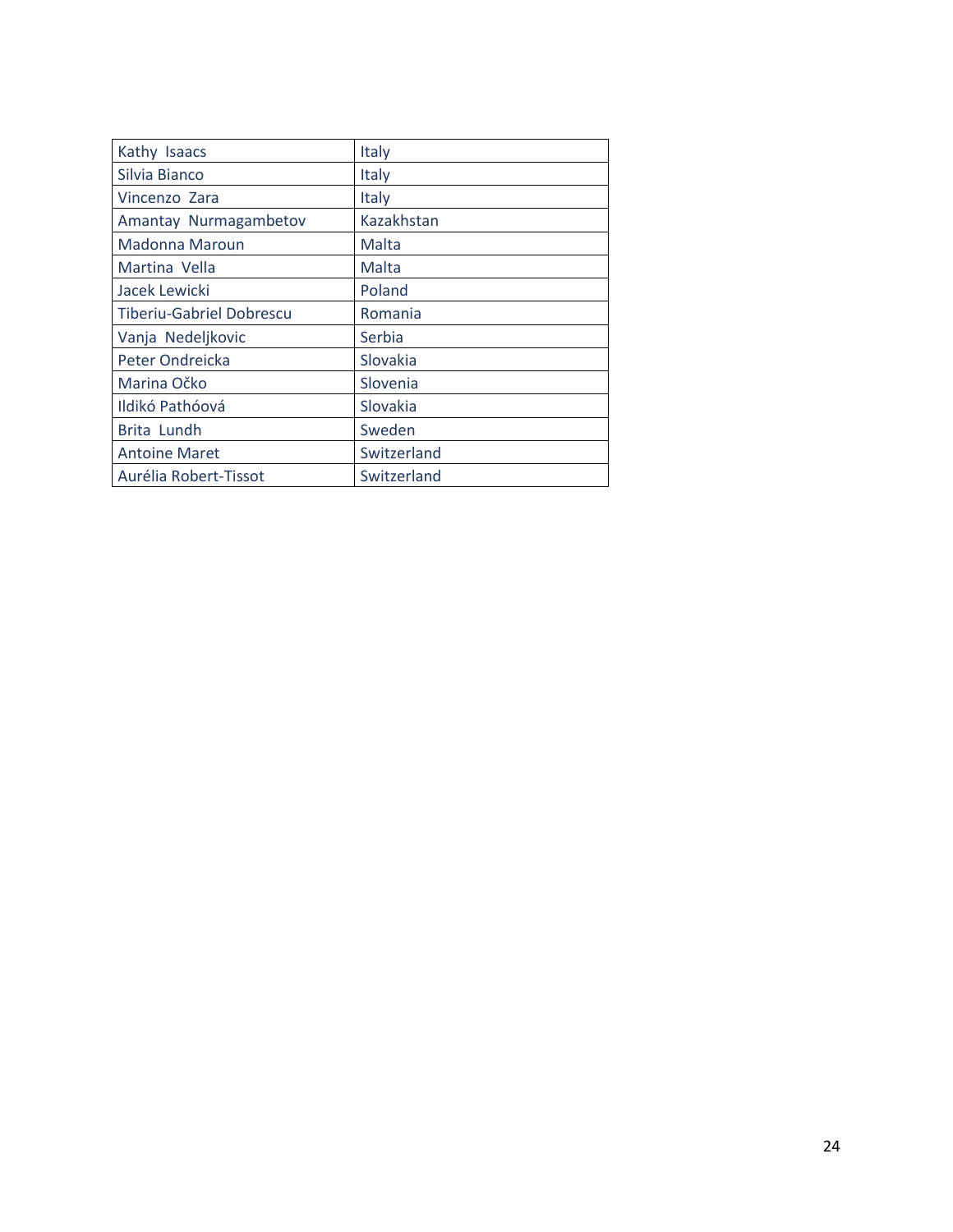| Kathy Isaacs | Italy |
|---|---|
| Silvia Bianco | Italy |
| Vincenzo Zara | Italy |
| Amantay Nurmagambetov | Kazakhstan |
| Madonna Maroun | Malta |
| Martina Vella | Malta |
| Jacek Lewicki | Poland |
| Tiberiu-Gabriel Dobrescu | Romania |
| Vanja Nedeljkovic | Serbia |
| Peter Ondreicka | Slovakia |
| Marina Očko | Slovenia |
| Ildikó Pathóová | Slovakia |
| Brita Lundh | Sweden |
| Antoine Maret | Switzerland |
| Aurélia Robert-Tissot | Switzerland |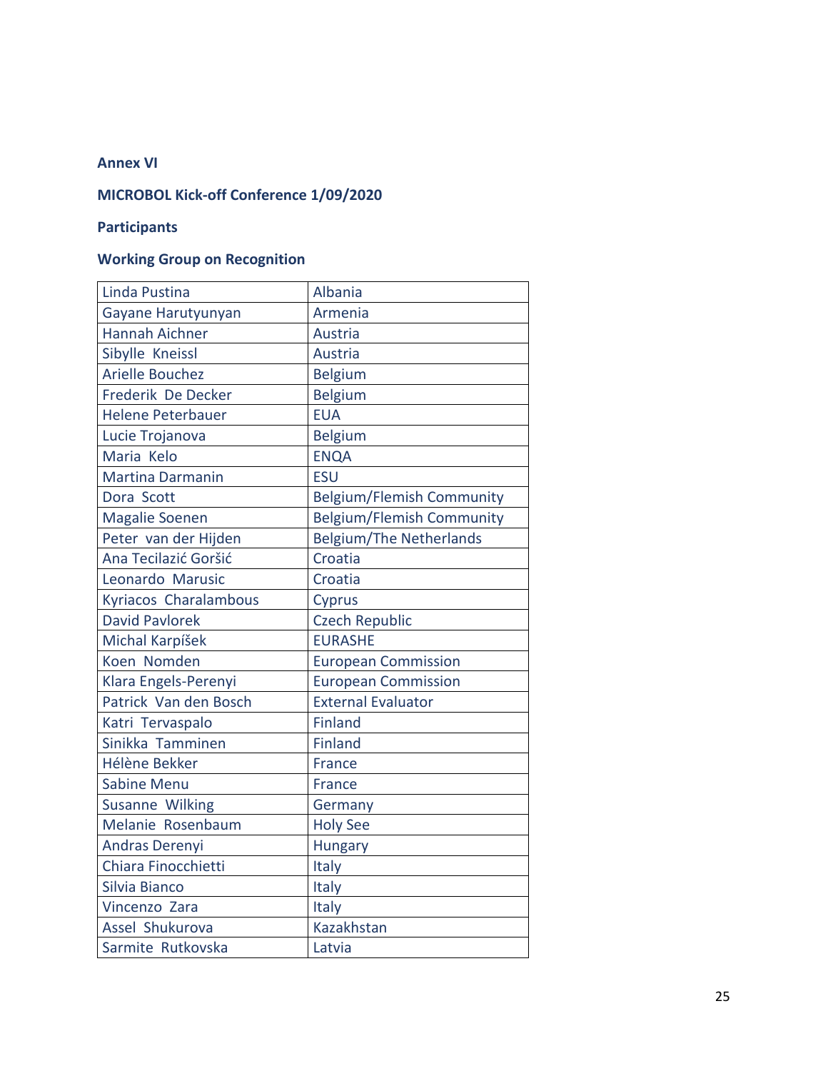**Annex VI**

**MICROBOL Kick-off Conference 1/09/2020**

**Participants**

**Working Group on Recognition**

| | |
|---|---|
| Linda Pustina | Albania |
| Gayane Harutyunyan | Armenia |
| Hannah Aichner | Austria |
| Sibylle Kneissl | Austria |
| Arielle Bouchez | Belgium |
| Frederik De Decker | Belgium |
| Helene Peterbauer | EUA |
| Lucie Trojanova | Belgium |
| Maria Kelo | ENQA |
| Martina Darmanin | ESU |
| Dora Scott | Belgium/Flemish Community |
| Magalie Soenen | Belgium/Flemish Community |
| Peter van der Hijden | Belgium/The Netherlands |
| Ana Tecilazić Goršić | Croatia |
| Leonardo Marusic | Croatia |
| Kyriacos Charalambous | Cyprus |
| David Pavlorek | Czech Republic |
| Michal Karpíšek | EURASHE |
| Koen Nomden | European Commission |
| Klara Engels-Perenyi | European Commission |
| Patrick Van den Bosch | External Evaluator |
| Katri Tervaspalo | Finland |
| Sinikka Tamminen | Finland |
| Hélène Bekker | France |
| Sabine Menu | France |
| Susanne Wilking | Germany |
| Melanie Rosenbaum | Holy See |
| Andras Derenyi | Hungary |
| Chiara Finocchietti | Italy |
| Silvia Bianco | Italy |
| Vincenzo Zara | Italy |
| Assel Shukurova | Kazakhstan |
| Sarmite Rutkovska | Latvia |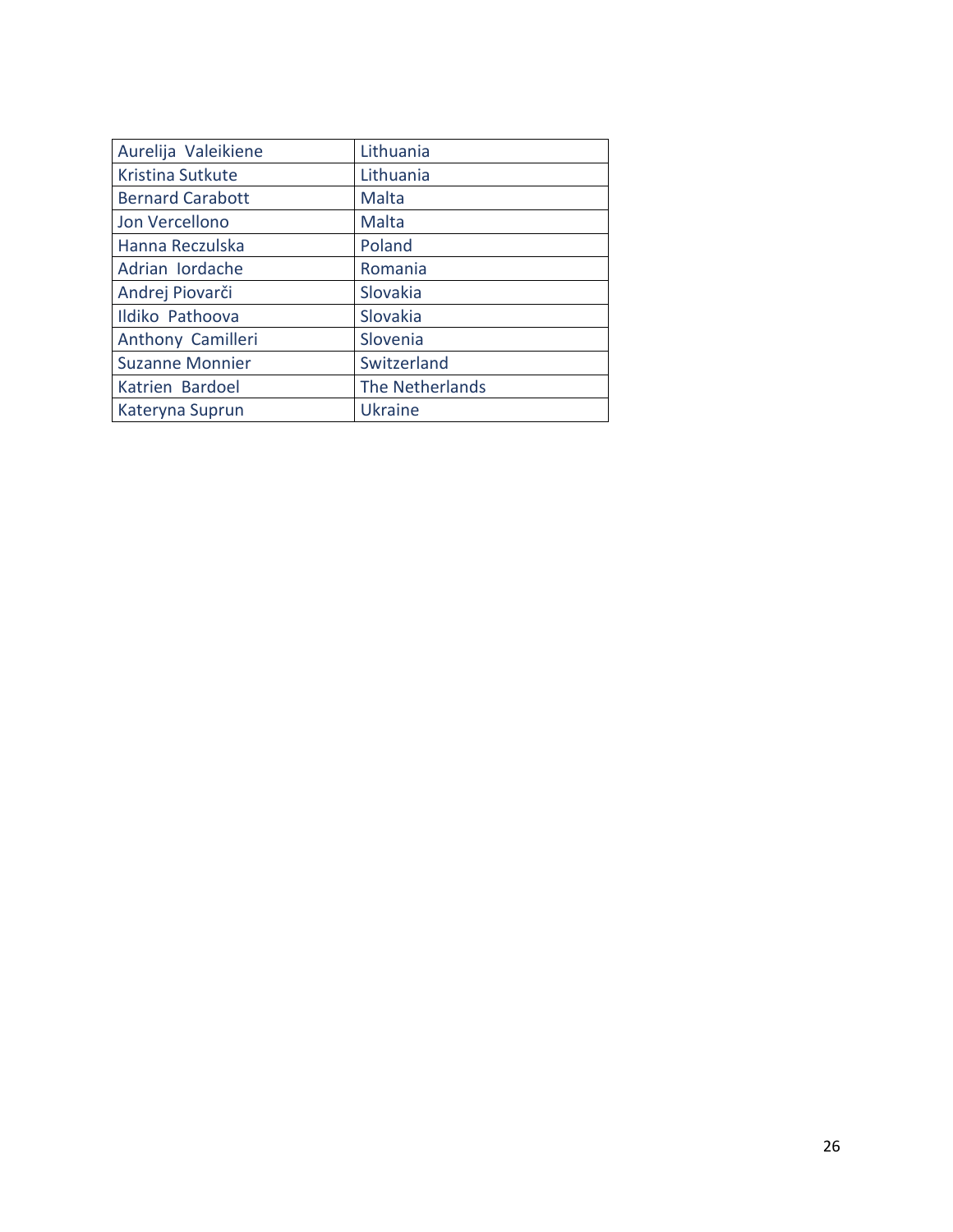| | |
|---|---|
| Aurelija Valeikiene | Lithuania |
| Kristina Sutkute | Lithuania |
| Bernard Carabott | Malta |
| Jon Vercellono | Malta |
| Hanna Reczulska | Poland |
| Adrian Iordache | Romania |
| Andrej Piovarči | Slovakia |
| Ildiko Pathoova | Slovakia |
| Anthony Camilleri | Slovenia |
| Suzanne Monnier | Switzerland |
| Katrien Bardoel | The Netherlands |
| Kateryna Suprun | Ukraine |